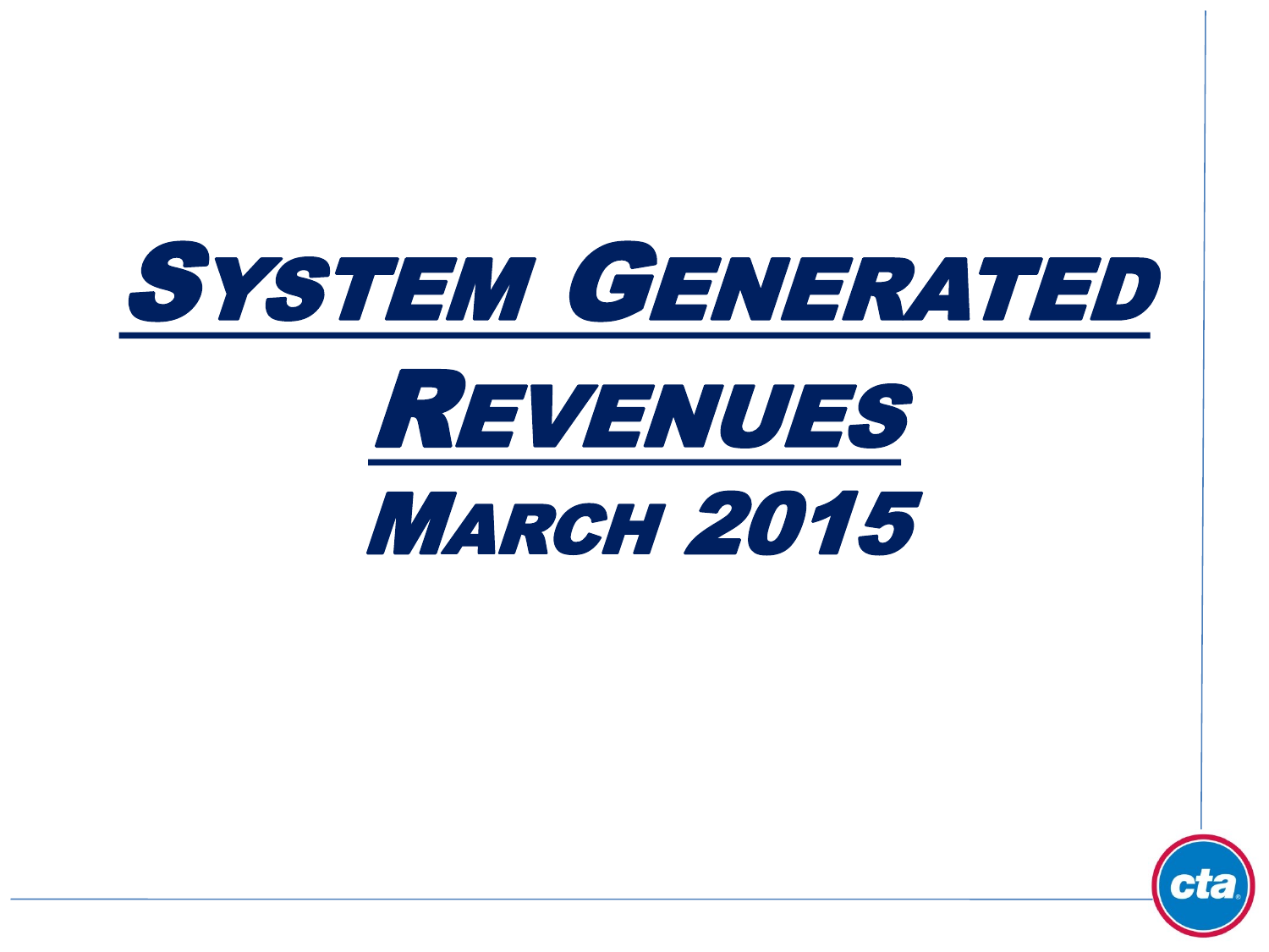# System Generated Revenues

## March 2015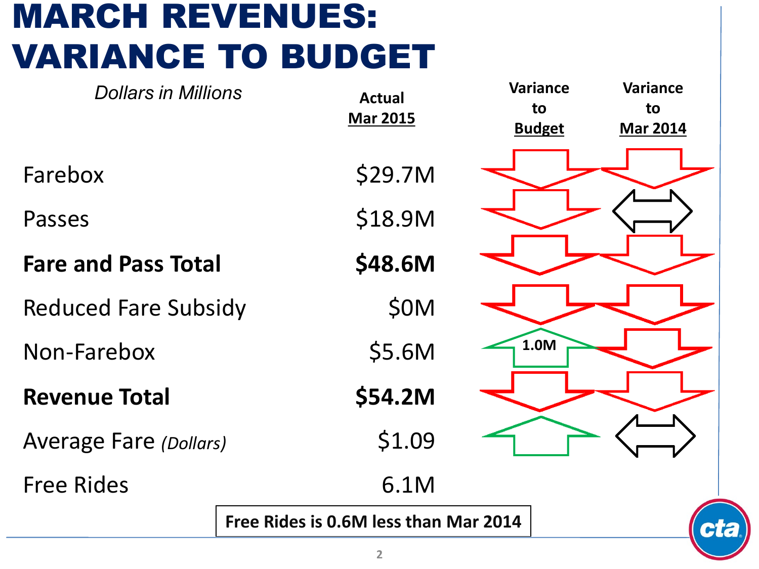# MARCH REVENUES: VARIANCE TO BUDGET

*Dollars in Millions*

| | Actual Mar 2015 | Variance to Budget | Variance to Mar 2014 |
|---|---|---|---|
| Farebox | $29.7M | ↓ | ↓ |
| Passes | $18.9M | ↓ | ↔ |
| **Fare and Pass Total** | **$48.6M** | ↓ | ↓ |
| Reduced Fare Subsidy | $0M | ↓ | ↓ |
| Non-Farebox | $5.6M | ↑ 1.0M | ↓ |
| **Revenue Total** | **$54.2M** | ↓ | ↓ |
| Average Fare *(Dollars)* | $1.09 | ↑ | ↔ |
| Free Rides | 6.1M | | |

**Free Rides is 0.6M less than Mar 2014**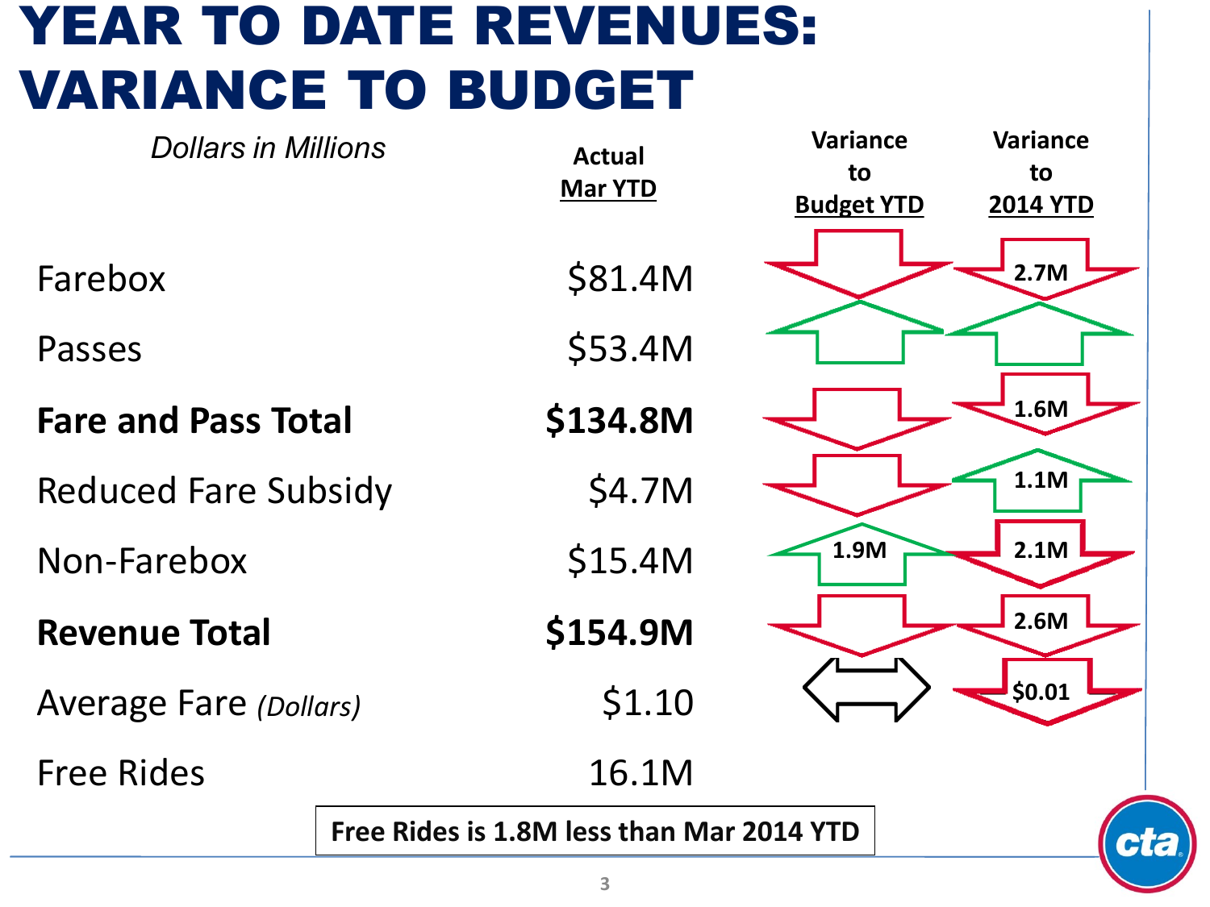# YEAR TO DATE REVENUES: VARIANCE TO BUDGET

*Dollars in Millions*

| | Actual Mar YTD | Variance to Budget YTD | Variance to 2014 YTD |
|---|---|---|---|
| Farebox | $81.4M | ↓ | ↓ 2.7M |
| Passes | $53.4M | ↑ | ↑ |
| **Fare and Pass Total** | **$134.8M** | ↓ | ↓ 1.6M |
| Reduced Fare Subsidy | $4.7M | ↓ | ↑ 1.1M |
| Non-Farebox | $15.4M | ↑ 1.9M | ↓ 2.1M |
| **Revenue Total** | **$154.9M** | ↓ | ↓ 2.6M |
| Average Fare *(Dollars)* | $1.10 | ↔ | ↓ $0.01 |
| Free Rides | 16.1M | | |

**Free Rides is 1.8M less than Mar 2014 YTD**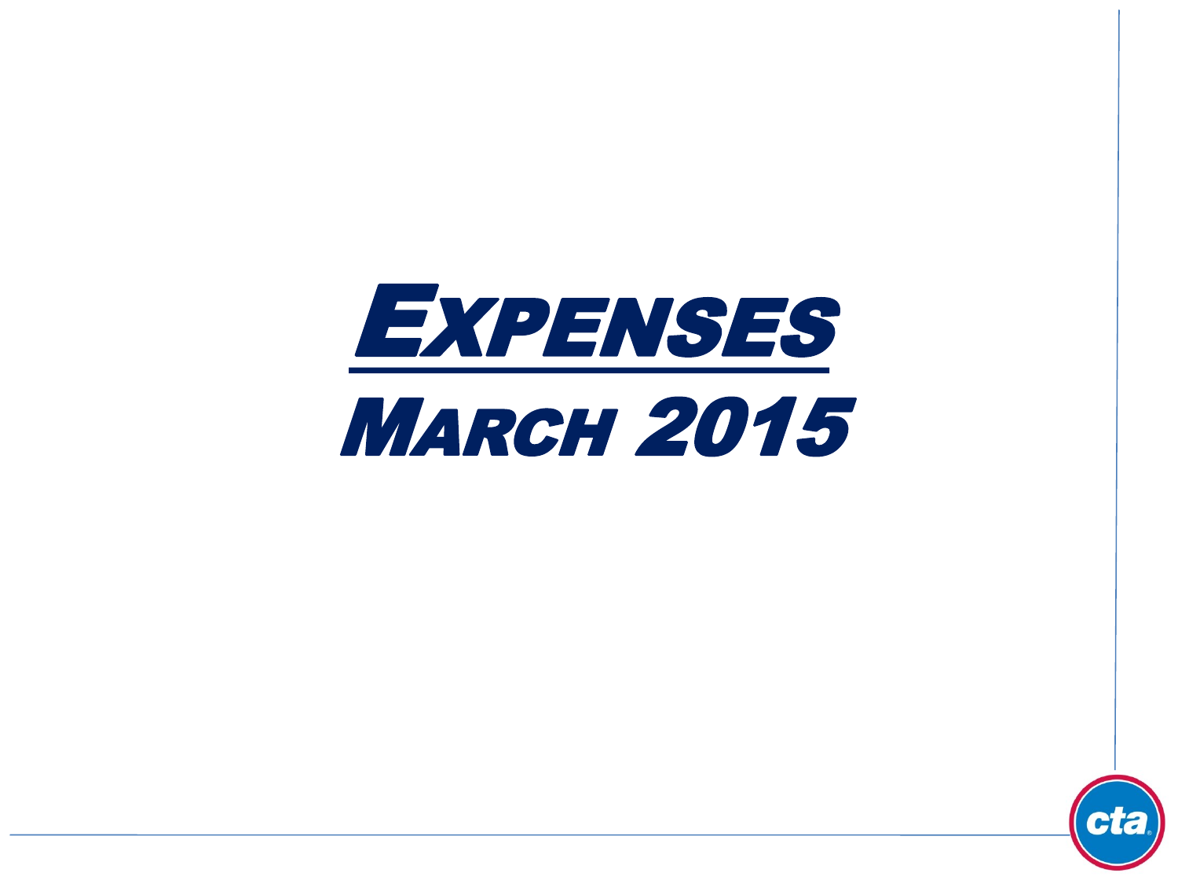# EXPENSES

## MARCH 2015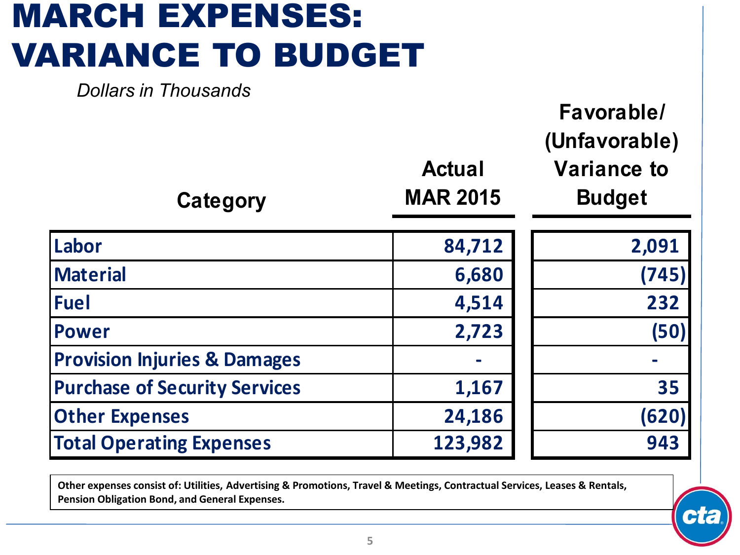# MARCH EXPENSES: VARIANCE TO BUDGET

*Dollars in Thousands*

| Category | Actual MAR 2015 | Favorable/ (Unfavorable) Variance to Budget |
|---|---|---|
| Labor | 84,712 | 2,091 |
| Material | 6,680 | (745) |
| Fuel | 4,514 | 232 |
| Power | 2,723 | (50) |
| Provision Injuries & Damages | - | - |
| Purchase of Security Services | 1,167 | 35 |
| Other Expenses | 24,186 | (620) |
| Total Operating Expenses | 123,982 | 943 |

**Other expenses consist of: Utilities, Advertising & Promotions, Travel & Meetings, Contractual Services, Leases & Rentals, Pension Obligation Bond, and General Expenses.**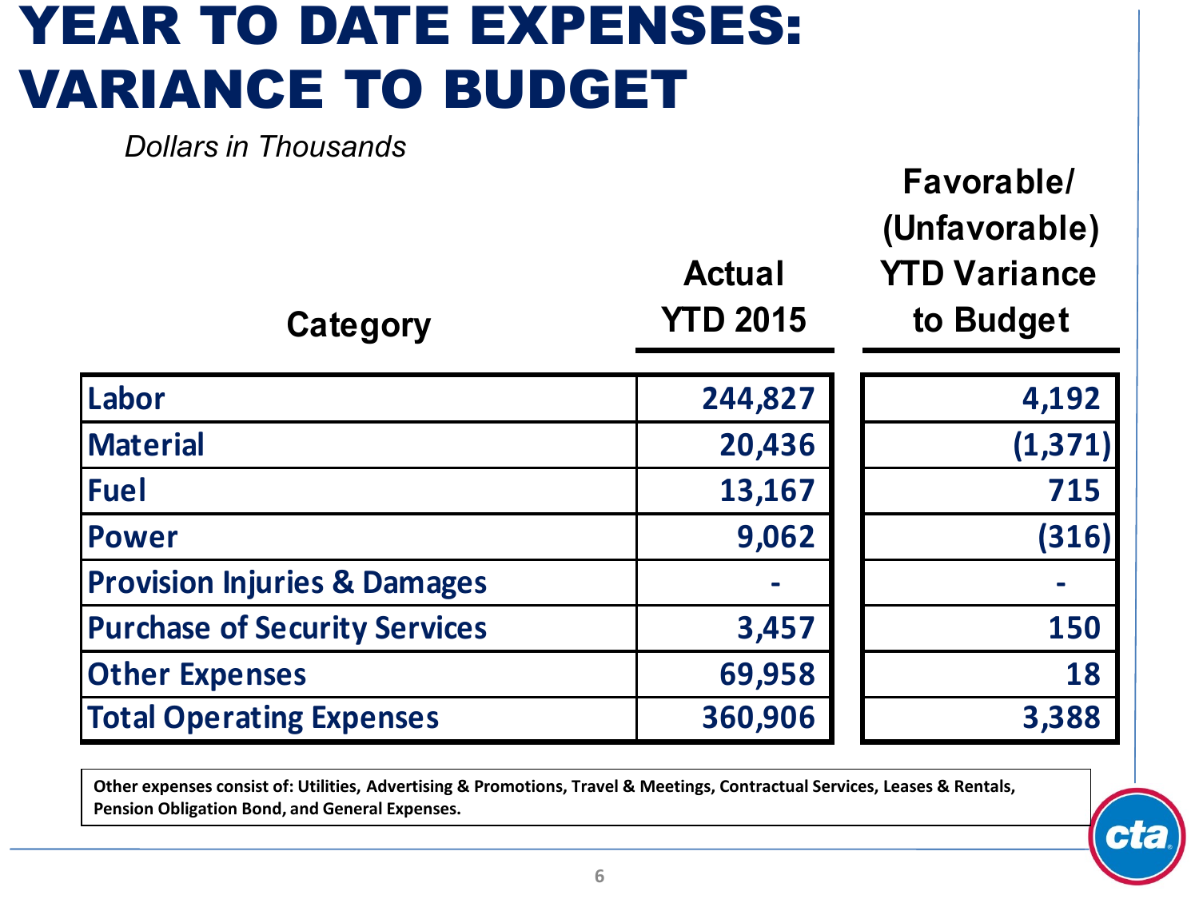# YEAR TO DATE EXPENSES: VARIANCE TO BUDGET

*Dollars in Thousands*

| Category | Actual YTD 2015 | Favorable/ (Unfavorable) YTD Variance to Budget |
|---|---|---|
| Labor | 244,827 | 4,192 |
| Material | 20,436 | (1,371) |
| Fuel | 13,167 | 715 |
| Power | 9,062 | (316) |
| Provision Injuries & Damages | - | - |
| Purchase of Security Services | 3,457 | 150 |
| Other Expenses | 69,958 | 18 |
| Total Operating Expenses | 360,906 | 3,388 |

**Other expenses consist of: Utilities, Advertising & Promotions, Travel & Meetings, Contractual Services, Leases & Rentals, Pension Obligation Bond, and General Expenses.**